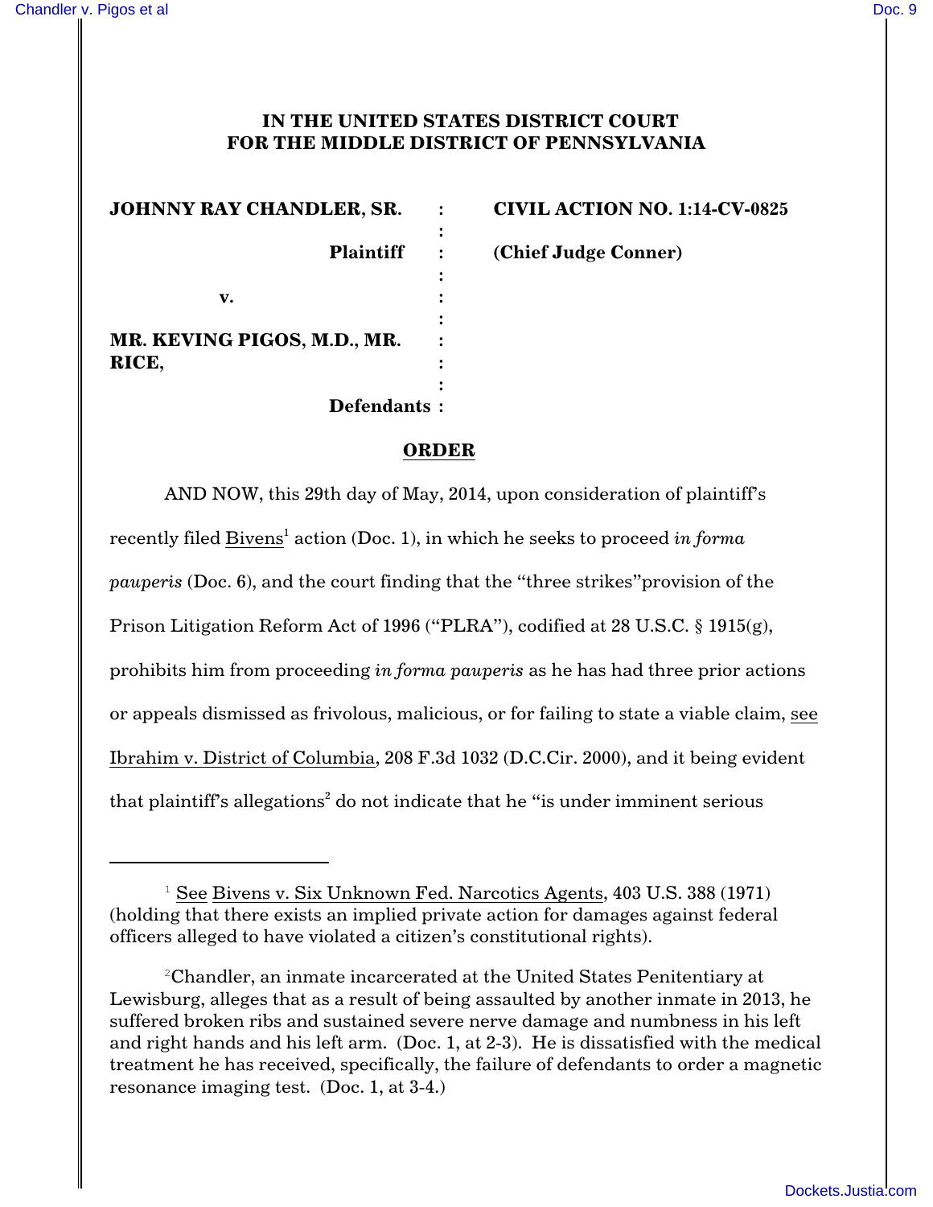**IN THE UNITED STATES DISTRICT COURT**
**FOR THE MIDDLE DISTRICT OF PENNSYLVANIA**

| | | |
|---|---|---|
| **JOHNNY RAY CHANDLER, SR.** | : | **CIVIL ACTION NO. 1:14-CV-0825** |
| **Plaintiff** | : | **(Chief Judge Conner)** |
| **v.** | : | |
| **MR. KEVING PIGOS, M.D., MR. RICE,** | : | |
| **Defendants** | : | |

**ORDER**

AND NOW, this 29th day of May, 2014, upon consideration of plaintiff's recently filed Bivens[1] action (Doc. 1), in which he seeks to proceed *in forma pauperis* (Doc. 6), and the court finding that the "three strikes"provision of the Prison Litigation Reform Act of 1996 ("PLRA"), codified at 28 U.S.C. § 1915(g), prohibits him from proceeding *in forma pauperis* as he has had three prior actions or appeals dismissed as frivolous, malicious, or for failing to state a viable claim, see Ibrahim v. District of Columbia, 208 F.3d 1032 (D.C.Cir. 2000), and it being evident that plaintiff's allegations[2] do not indicate that he "is under imminent serious

---

[1] See Bivens v. Six Unknown Fed. Narcotics Agents, 403 U.S. 388 (1971) (holding that there exists an implied private action for damages against federal officers alleged to have violated a citizen's constitutional rights).

[2] Chandler, an inmate incarcerated at the United States Penitentiary at Lewisburg, alleges that as a result of being assaulted by another inmate in 2013, he suffered broken ribs and sustained severe nerve damage and numbness in his left and right hands and his left arm. (Doc. 1, at 2-3). He is dissatisfied with the medical treatment he has received, specifically, the failure of defendants to order a magnetic resonance imaging test. (Doc. 1, at 3-4.)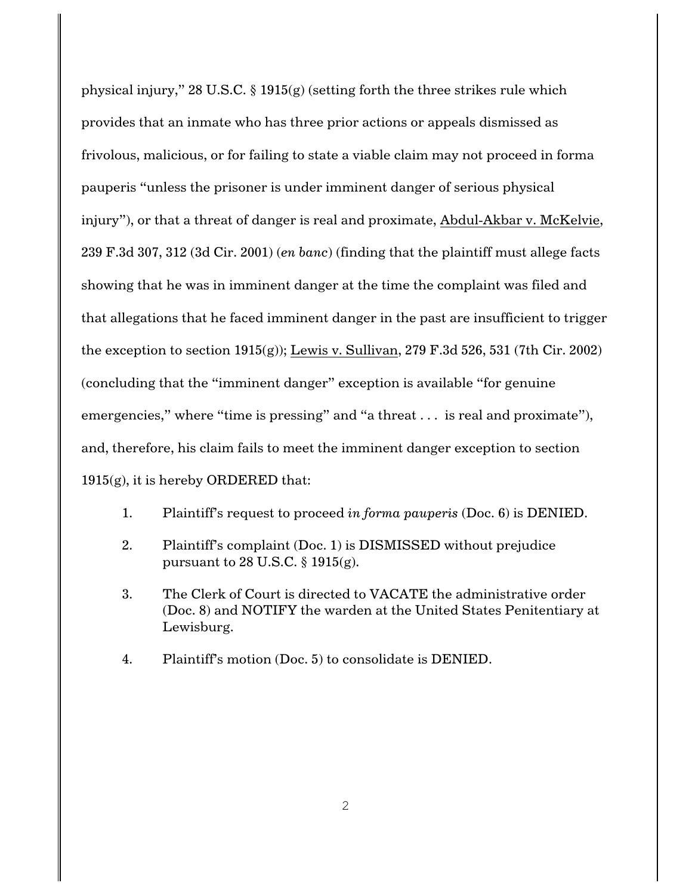physical injury," 28 U.S.C. § 1915(g) (setting forth the three strikes rule which provides that an inmate who has three prior actions or appeals dismissed as frivolous, malicious, or for failing to state a viable claim may not proceed in forma pauperis "unless the prisoner is under imminent danger of serious physical injury"), or that a threat of danger is real and proximate, Abdul-Akbar v. McKelvie, 239 F.3d 307, 312 (3d Cir. 2001) (*en banc*) (finding that the plaintiff must allege facts showing that he was in imminent danger at the time the complaint was filed and that allegations that he faced imminent danger in the past are insufficient to trigger the exception to section 1915(g)); Lewis v. Sullivan, 279 F.3d 526, 531 (7th Cir. 2002) (concluding that the "imminent danger" exception is available "for genuine emergencies," where "time is pressing" and "a threat . . . is real and proximate"), and, therefore, his claim fails to meet the imminent danger exception to section 1915(g), it is hereby ORDERED that:

1. Plaintiff's request to proceed *in forma pauperis* (Doc. 6) is DENIED.

2. Plaintiff's complaint (Doc. 1) is DISMISSED without prejudice pursuant to 28 U.S.C. § 1915(g).

3. The Clerk of Court is directed to VACATE the administrative order (Doc. 8) and NOTIFY the warden at the United States Penitentiary at Lewisburg.

4. Plaintiff's motion (Doc. 5) to consolidate is DENIED.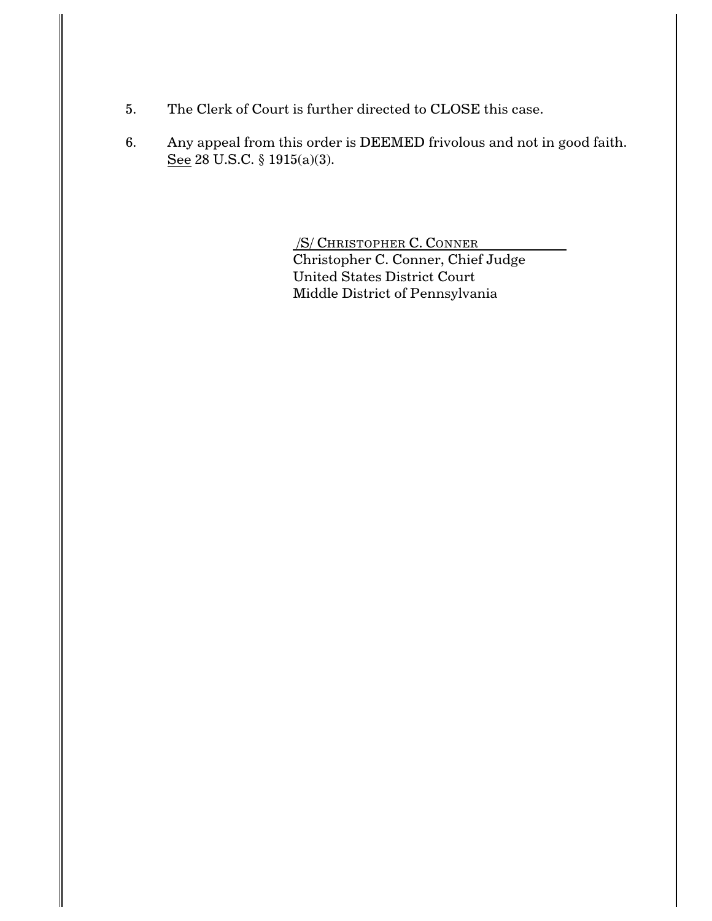5. The Clerk of Court is further directed to CLOSE this case.

6. Any appeal from this order is DEEMED frivolous and not in good faith. See 28 U.S.C. § 1915(a)(3).

/S/ CHRISTOPHER C. CONNER
Christopher C. Conner, Chief Judge
United States District Court
Middle District of Pennsylvania